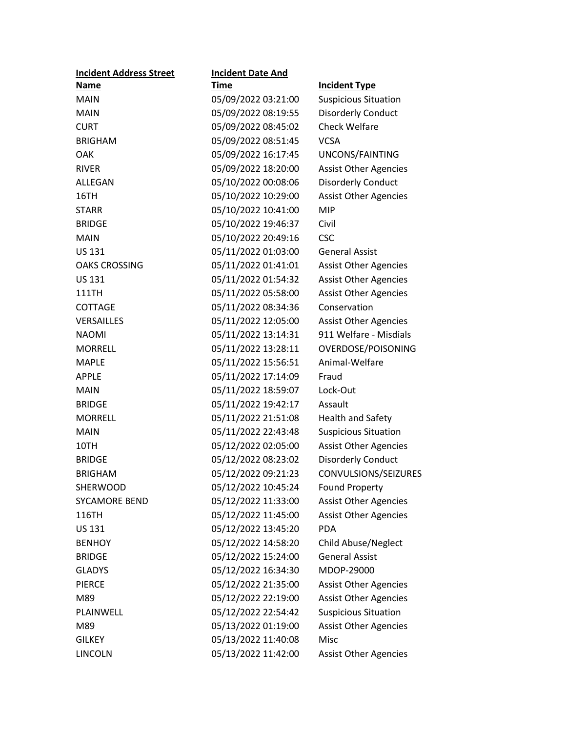| Incident Address Street Name | Incident Date And Time | Incident Type |
|---|---|---|
| MAIN | 05/09/2022 03:21:00 | Suspicious Situation |
| MAIN | 05/09/2022 08:19:55 | Disorderly Conduct |
| CURT | 05/09/2022 08:45:02 | Check Welfare |
| BRIGHAM | 05/09/2022 08:51:45 | VCSA |
| OAK | 05/09/2022 16:17:45 | UNCONS/FAINTING |
| RIVER | 05/09/2022 18:20:00 | Assist Other Agencies |
| ALLEGAN | 05/10/2022 00:08:06 | Disorderly Conduct |
| 16TH | 05/10/2022 10:29:00 | Assist Other Agencies |
| STARR | 05/10/2022 10:41:00 | MIP |
| BRIDGE | 05/10/2022 19:46:37 | Civil |
| MAIN | 05/10/2022 20:49:16 | CSC |
| US 131 | 05/11/2022 01:03:00 | General Assist |
| OAKS CROSSING | 05/11/2022 01:41:01 | Assist Other Agencies |
| US 131 | 05/11/2022 01:54:32 | Assist Other Agencies |
| 111TH | 05/11/2022 05:58:00 | Assist Other Agencies |
| COTTAGE | 05/11/2022 08:34:36 | Conservation |
| VERSAILLES | 05/11/2022 12:05:00 | Assist Other Agencies |
| NAOMI | 05/11/2022 13:14:31 | 911 Welfare - Misdials |
| MORRELL | 05/11/2022 13:28:11 | OVERDOSE/POISONING |
| MAPLE | 05/11/2022 15:56:51 | Animal-Welfare |
| APPLE | 05/11/2022 17:14:09 | Fraud |
| MAIN | 05/11/2022 18:59:07 | Lock-Out |
| BRIDGE | 05/11/2022 19:42:17 | Assault |
| MORRELL | 05/11/2022 21:51:08 | Health and Safety |
| MAIN | 05/11/2022 22:43:48 | Suspicious Situation |
| 10TH | 05/12/2022 02:05:00 | Assist Other Agencies |
| BRIDGE | 05/12/2022 08:23:02 | Disorderly Conduct |
| BRIGHAM | 05/12/2022 09:21:23 | CONVULSIONS/SEIZURES |
| SHERWOOD | 05/12/2022 10:45:24 | Found Property |
| SYCAMORE BEND | 05/12/2022 11:33:00 | Assist Other Agencies |
| 116TH | 05/12/2022 11:45:00 | Assist Other Agencies |
| US 131 | 05/12/2022 13:45:20 | PDA |
| BENHOY | 05/12/2022 14:58:20 | Child Abuse/Neglect |
| BRIDGE | 05/12/2022 15:24:00 | General Assist |
| GLADYS | 05/12/2022 16:34:30 | MDOP-29000 |
| PIERCE | 05/12/2022 21:35:00 | Assist Other Agencies |
| M89 | 05/12/2022 22:19:00 | Assist Other Agencies |
| PLAINWELL | 05/12/2022 22:54:42 | Suspicious Situation |
| M89 | 05/13/2022 01:19:00 | Assist Other Agencies |
| GILKEY | 05/13/2022 11:40:08 | Misc |
| LINCOLN | 05/13/2022 11:42:00 | Assist Other Agencies |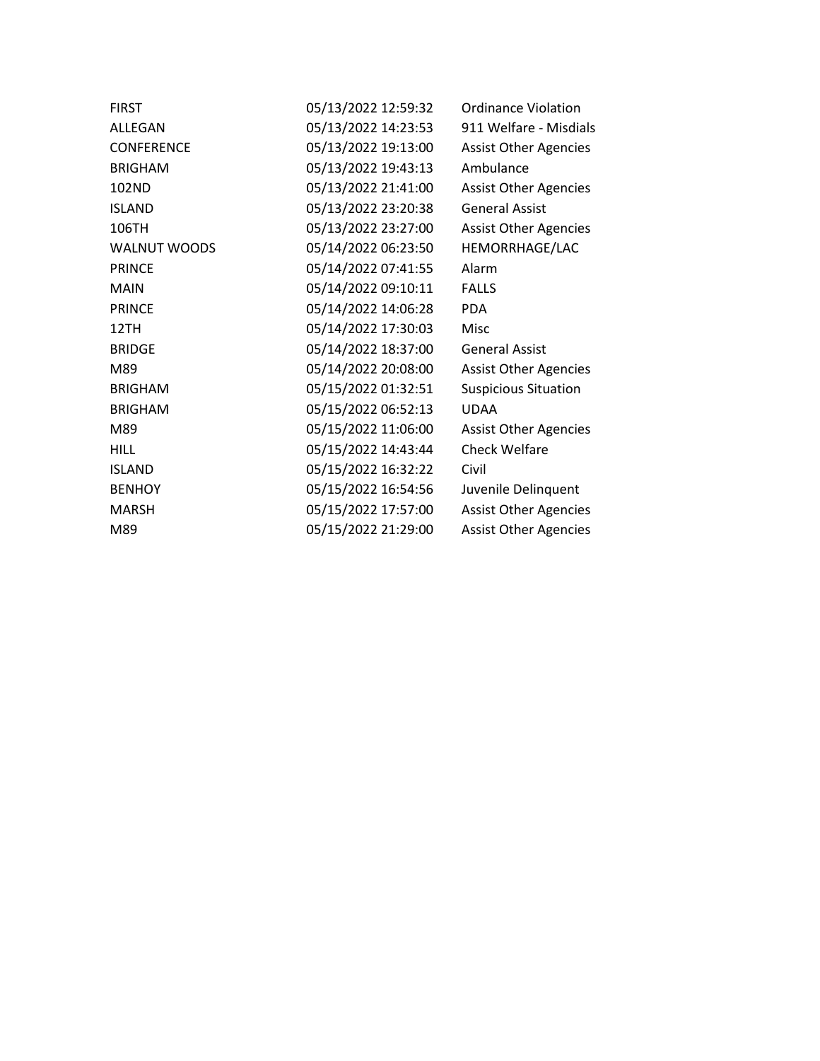| | | |
|---|---|---|
| FIRST | 05/13/2022 12:59:32 | Ordinance Violation |
| ALLEGAN | 05/13/2022 14:23:53 | 911 Welfare - Misdials |
| CONFERENCE | 05/13/2022 19:13:00 | Assist Other Agencies |
| BRIGHAM | 05/13/2022 19:43:13 | Ambulance |
| 102ND | 05/13/2022 21:41:00 | Assist Other Agencies |
| ISLAND | 05/13/2022 23:20:38 | General Assist |
| 106TH | 05/13/2022 23:27:00 | Assist Other Agencies |
| WALNUT WOODS | 05/14/2022 06:23:50 | HEMORRHAGE/LAC |
| PRINCE | 05/14/2022 07:41:55 | Alarm |
| MAIN | 05/14/2022 09:10:11 | FALLS |
| PRINCE | 05/14/2022 14:06:28 | PDA |
| 12TH | 05/14/2022 17:30:03 | Misc |
| BRIDGE | 05/14/2022 18:37:00 | General Assist |
| M89 | 05/14/2022 20:08:00 | Assist Other Agencies |
| BRIGHAM | 05/15/2022 01:32:51 | Suspicious Situation |
| BRIGHAM | 05/15/2022 06:52:13 | UDAA |
| M89 | 05/15/2022 11:06:00 | Assist Other Agencies |
| HILL | 05/15/2022 14:43:44 | Check Welfare |
| ISLAND | 05/15/2022 16:32:22 | Civil |
| BENHOY | 05/15/2022 16:54:56 | Juvenile Delinquent |
| MARSH | 05/15/2022 17:57:00 | Assist Other Agencies |
| M89 | 05/15/2022 21:29:00 | Assist Other Agencies |